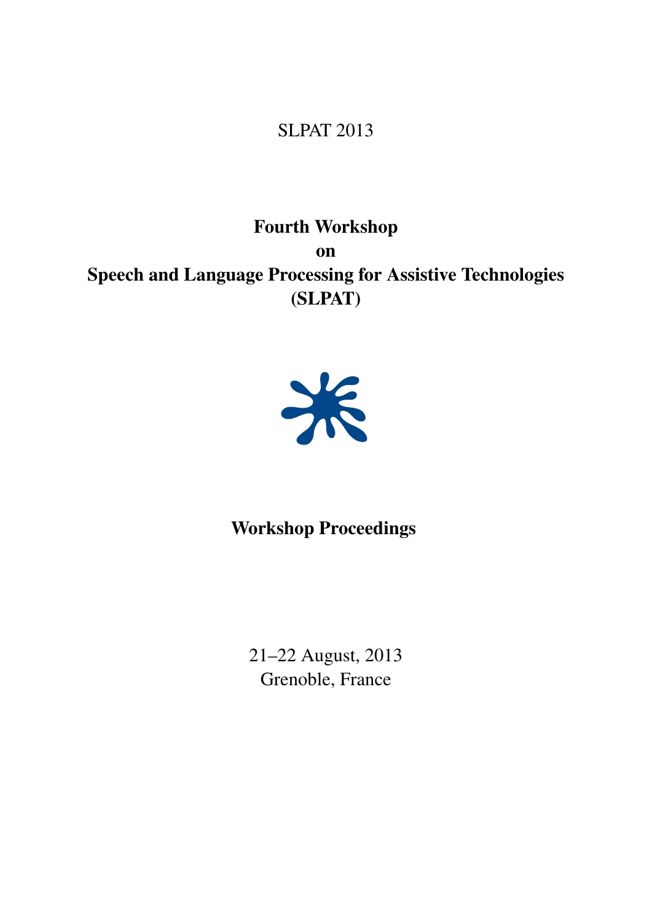SLPAT 2013

# Fourth Workshop
# on
# Speech and Language Processing for Assistive Technologies
# (SLPAT)

## Workshop Proceedings

21–22 August, 2013
Grenoble, France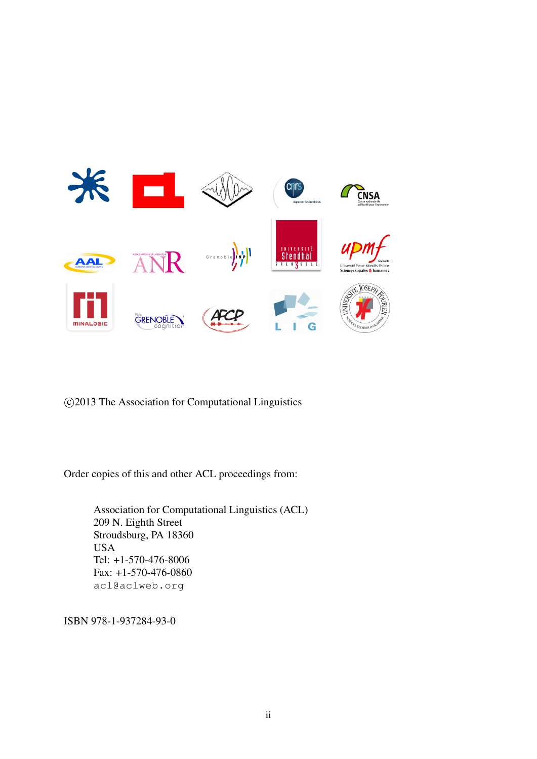©2013 The Association for Computational Linguistics

Order copies of this and other ACL proceedings from:

Association for Computational Linguistics (ACL)
209 N. Eighth Street
Stroudsburg, PA 18360
USA
Tel: +1-570-476-8006
Fax: +1-570-476-0860
acl@aclweb.org

ISBN 978-1-937284-93-0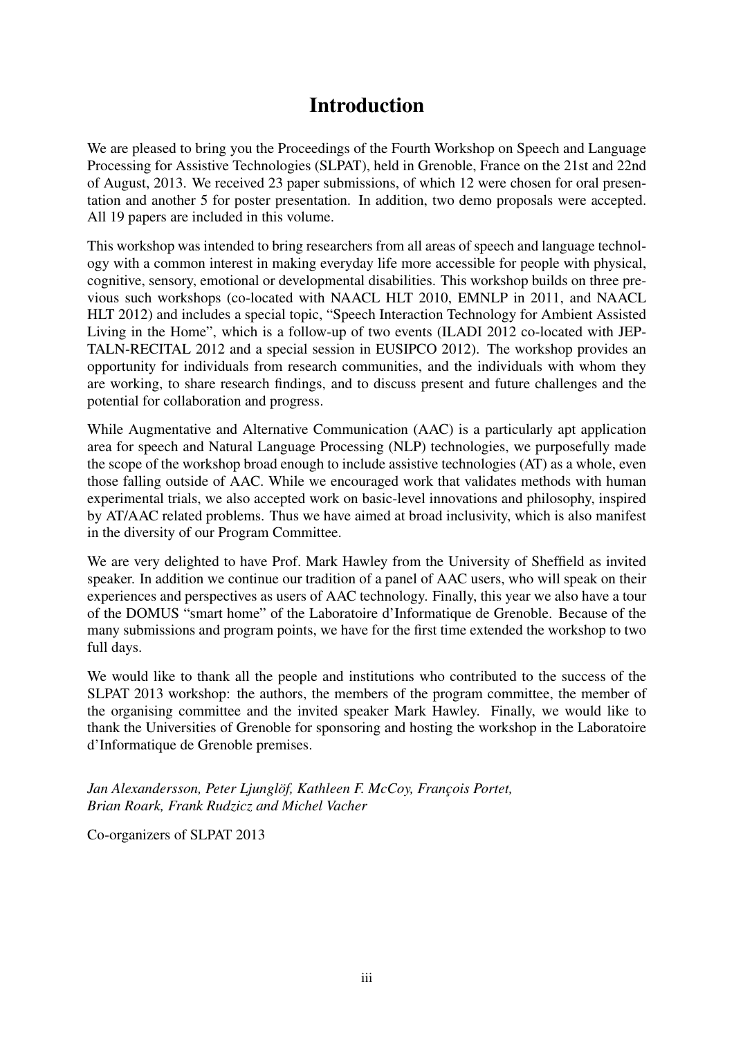# Introduction

We are pleased to bring you the Proceedings of the Fourth Workshop on Speech and Language Processing for Assistive Technologies (SLPAT), held in Grenoble, France on the 21st and 22nd of August, 2013. We received 23 paper submissions, of which 12 were chosen for oral presentation and another 5 for poster presentation. In addition, two demo proposals were accepted. All 19 papers are included in this volume.

This workshop was intended to bring researchers from all areas of speech and language technology with a common interest in making everyday life more accessible for people with physical, cognitive, sensory, emotional or developmental disabilities. This workshop builds on three previous such workshops (co-located with NAACL HLT 2010, EMNLP in 2011, and NAACL HLT 2012) and includes a special topic, "Speech Interaction Technology for Ambient Assisted Living in the Home", which is a follow-up of two events (ILADI 2012 co-located with JEP-TALN-RECITAL 2012 and a special session in EUSIPCO 2012). The workshop provides an opportunity for individuals from research communities, and the individuals with whom they are working, to share research findings, and to discuss present and future challenges and the potential for collaboration and progress.

While Augmentative and Alternative Communication (AAC) is a particularly apt application area for speech and Natural Language Processing (NLP) technologies, we purposefully made the scope of the workshop broad enough to include assistive technologies (AT) as a whole, even those falling outside of AAC. While we encouraged work that validates methods with human experimental trials, we also accepted work on basic-level innovations and philosophy, inspired by AT/AAC related problems. Thus we have aimed at broad inclusivity, which is also manifest in the diversity of our Program Committee.

We are very delighted to have Prof. Mark Hawley from the University of Sheffield as invited speaker. In addition we continue our tradition of a panel of AAC users, who will speak on their experiences and perspectives as users of AAC technology. Finally, this year we also have a tour of the DOMUS "smart home" of the Laboratoire d'Informatique de Grenoble. Because of the many submissions and program points, we have for the first time extended the workshop to two full days.

We would like to thank all the people and institutions who contributed to the success of the SLPAT 2013 workshop: the authors, the members of the program committee, the member of the organising committee and the invited speaker Mark Hawley. Finally, we would like to thank the Universities of Grenoble for sponsoring and hosting the workshop in the Laboratoire d'Informatique de Grenoble premises.

*Jan Alexandersson, Peter Ljunglöf, Kathleen F. McCoy, François Portet, Brian Roark, Frank Rudzicz and Michel Vacher*

Co-organizers of SLPAT 2013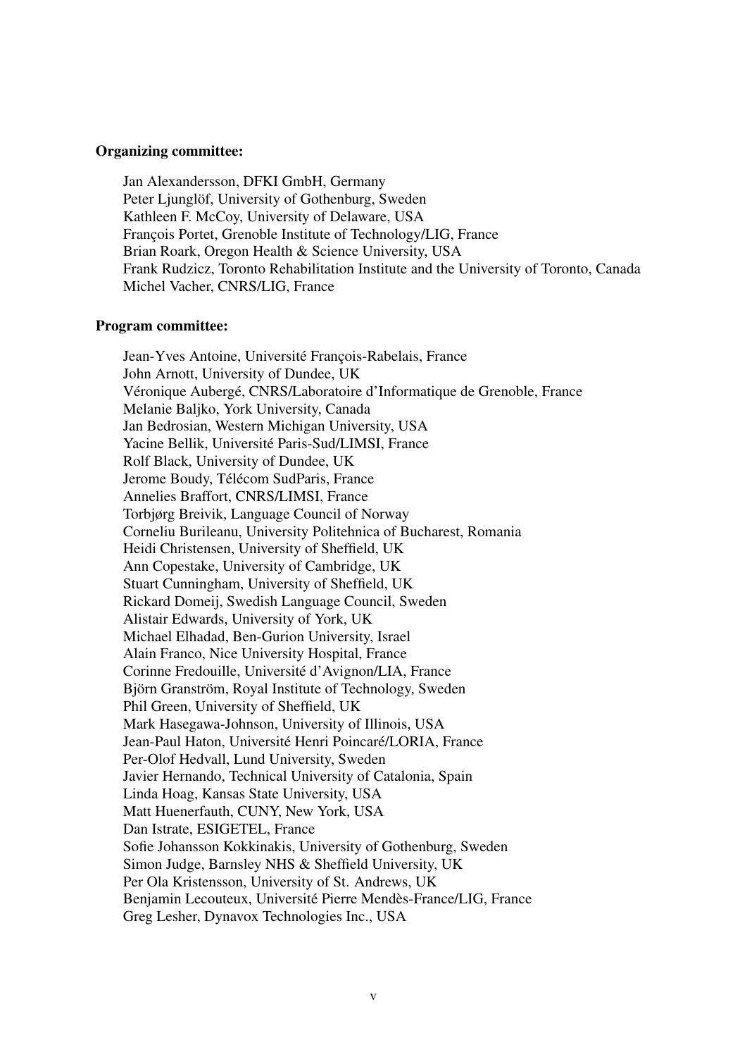**Organizing committee:**

Jan Alexandersson, DFKI GmbH, Germany
Peter Ljunglöf, University of Gothenburg, Sweden
Kathleen F. McCoy, University of Delaware, USA
François Portet, Grenoble Institute of Technology/LIG, France
Brian Roark, Oregon Health & Science University, USA
Frank Rudzicz, Toronto Rehabilitation Institute and the University of Toronto, Canada
Michel Vacher, CNRS/LIG, France

**Program committee:**

Jean-Yves Antoine, Université François-Rabelais, France
John Arnott, University of Dundee, UK
Véronique Aubergé, CNRS/Laboratoire d'Informatique de Grenoble, France
Melanie Baljko, York University, Canada
Jan Bedrosian, Western Michigan University, USA
Yacine Bellik, Université Paris-Sud/LIMSI, France
Rolf Black, University of Dundee, UK
Jerome Boudy, Télécom SudParis, France
Annelies Braffort, CNRS/LIMSI, France
Torbjørg Breivik, Language Council of Norway
Corneliu Burileanu, University Politehnica of Bucharest, Romania
Heidi Christensen, University of Sheffield, UK
Ann Copestake, University of Cambridge, UK
Stuart Cunningham, University of Sheffield, UK
Rickard Domeij, Swedish Language Council, Sweden
Alistair Edwards, University of York, UK
Michael Elhadad, Ben-Gurion University, Israel
Alain Franco, Nice University Hospital, France
Corinne Fredouille, Université d'Avignon/LIA, France
Björn Granström, Royal Institute of Technology, Sweden
Phil Green, University of Sheffield, UK
Mark Hasegawa-Johnson, University of Illinois, USA
Jean-Paul Haton, Université Henri Poincaré/LORIA, France
Per-Olof Hedvall, Lund University, Sweden
Javier Hernando, Technical University of Catalonia, Spain
Linda Hoag, Kansas State University, USA
Matt Huenerfauth, CUNY, New York, USA
Dan Istrate, ESIGETEL, France
Sofie Johansson Kokkinakis, University of Gothenburg, Sweden
Simon Judge, Barnsley NHS & Sheffield University, UK
Per Ola Kristensson, University of St. Andrews, UK
Benjamin Lecouteux, Université Pierre Mendès-France/LIG, France
Greg Lesher, Dynavox Technologies Inc., USA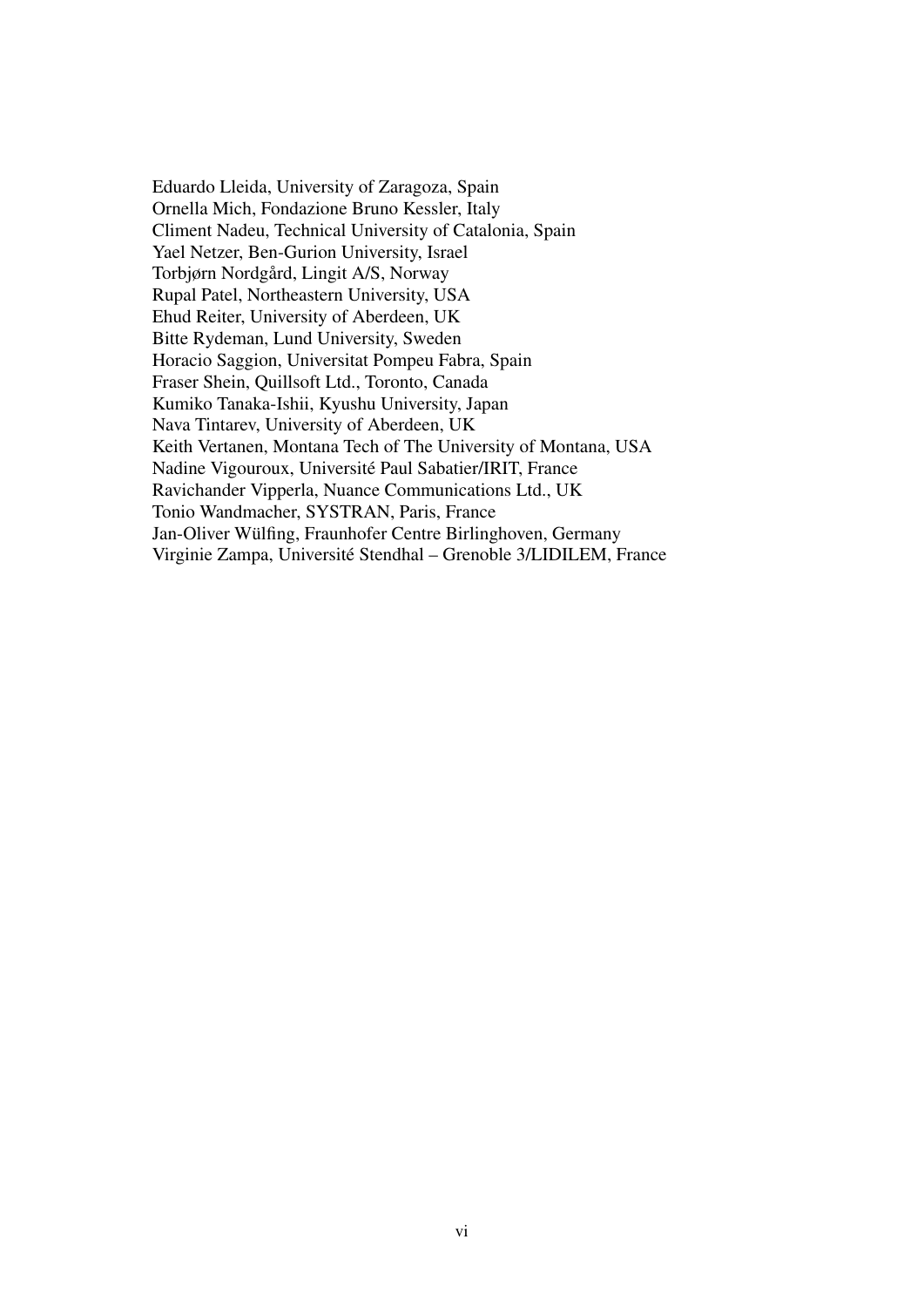Eduardo Lleida, University of Zaragoza, Spain
Ornella Mich, Fondazione Bruno Kessler, Italy
Climent Nadeu, Technical University of Catalonia, Spain
Yael Netzer, Ben-Gurion University, Israel
Torbjørn Nordgård, Lingit A/S, Norway
Rupal Patel, Northeastern University, USA
Ehud Reiter, University of Aberdeen, UK
Bitte Rydeman, Lund University, Sweden
Horacio Saggion, Universitat Pompeu Fabra, Spain
Fraser Shein, Quillsoft Ltd., Toronto, Canada
Kumiko Tanaka-Ishii, Kyushu University, Japan
Nava Tintarev, University of Aberdeen, UK
Keith Vertanen, Montana Tech of The University of Montana, USA
Nadine Vigouroux, Université Paul Sabatier/IRIT, France
Ravichander Vipperla, Nuance Communications Ltd., UK
Tonio Wandmacher, SYSTRAN, Paris, France
Jan-Oliver Wülfing, Fraunhofer Centre Birlinghoven, Germany
Virginie Zampa, Université Stendhal – Grenoble 3/LIDILEM, France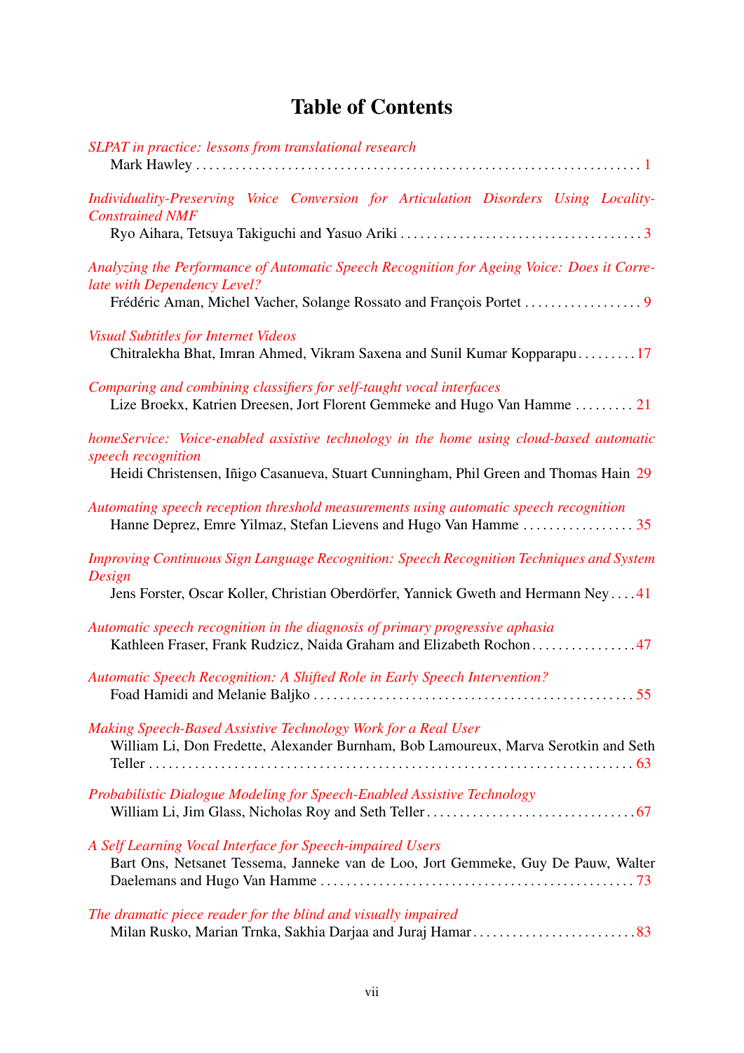# Table of Contents

*SLPAT in practice: lessons from translational research*
Mark Hawley . . . . . . . . . . . . . . . . . . . . . . . . . . . . . . . . . . . . . . . . . . . . . . . . . . . . . . . . . . . . . . . . . . . 1

*Individuality-Preserving Voice Conversion for Articulation Disorders Using Locality-Constrained NMF*
Ryo Aihara, Tetsuya Takiguchi and Yasuo Ariki . . . . . . . . . . . . . . . . . . . . . . . . . . . . . . . . . . . . 3

*Analyzing the Performance of Automatic Speech Recognition for Ageing Voice: Does it Correlate with Dependency Level?*
Frédéric Aman, Michel Vacher, Solange Rossato and François Portet . . . . . . . . . . . . . . . . . . 9

*Visual Subtitles for Internet Videos*
Chitralekha Bhat, Imran Ahmed, Vikram Saxena and Sunil Kumar Kopparapu . . . . . . . . . 17

*Comparing and combining classifiers for self-taught vocal interfaces*
Lize Broekx, Katrien Dreesen, Jort Florent Gemmeke and Hugo Van Hamme . . . . . . . . . 21

*homeService: Voice-enabled assistive technology in the home using cloud-based automatic speech recognition*
Heidi Christensen, Iñigo Casanueva, Stuart Cunningham, Phil Green and Thomas Hain 29

*Automating speech reception threshold measurements using automatic speech recognition*
Hanne Deprez, Emre Yilmaz, Stefan Lievens and Hugo Van Hamme . . . . . . . . . . . . . . . . . 35

*Improving Continuous Sign Language Recognition: Speech Recognition Techniques and System Design*
Jens Forster, Oscar Koller, Christian Oberdörfer, Yannick Gweth and Hermann Ney . . . . 41

*Automatic speech recognition in the diagnosis of primary progressive aphasia*
Kathleen Fraser, Frank Rudzicz, Naida Graham and Elizabeth Rochon . . . . . . . . . . . . . . . . 47

*Automatic Speech Recognition: A Shifted Role in Early Speech Intervention?*
Foad Hamidi and Melanie Baljko . . . . . . . . . . . . . . . . . . . . . . . . . . . . . . . . . . . . . . . . . . . . . . . . . 55

*Making Speech-Based Assistive Technology Work for a Real User*
William Li, Don Fredette, Alexander Burnham, Bob Lamoureux, Marva Serotkin and Seth Teller . . . . . . . . . . . . . . . . . . . . . . . . . . . . . . . . . . . . . . . . . . . . . . . . . . . . . . . . . . . . . . . . . . . . . . . 63

*Probabilistic Dialogue Modeling for Speech-Enabled Assistive Technology*
William Li, Jim Glass, Nicholas Roy and Seth Teller . . . . . . . . . . . . . . . . . . . . . . . . . . . . . . . . 67

*A Self Learning Vocal Interface for Speech-impaired Users*
Bart Ons, Netsanet Tessema, Janneke van de Loo, Jort Gemmeke, Guy De Pauw, Walter Daelemans and Hugo Van Hamme . . . . . . . . . . . . . . . . . . . . . . . . . . . . . . . . . . . . . . . . . . . . . . . 73

*The dramatic piece reader for the blind and visually impaired*
Milan Rusko, Marian Trnka, Sakhia Darjaa and Juraj Hamar . . . . . . . . . . . . . . . . . . . . . . . . . 83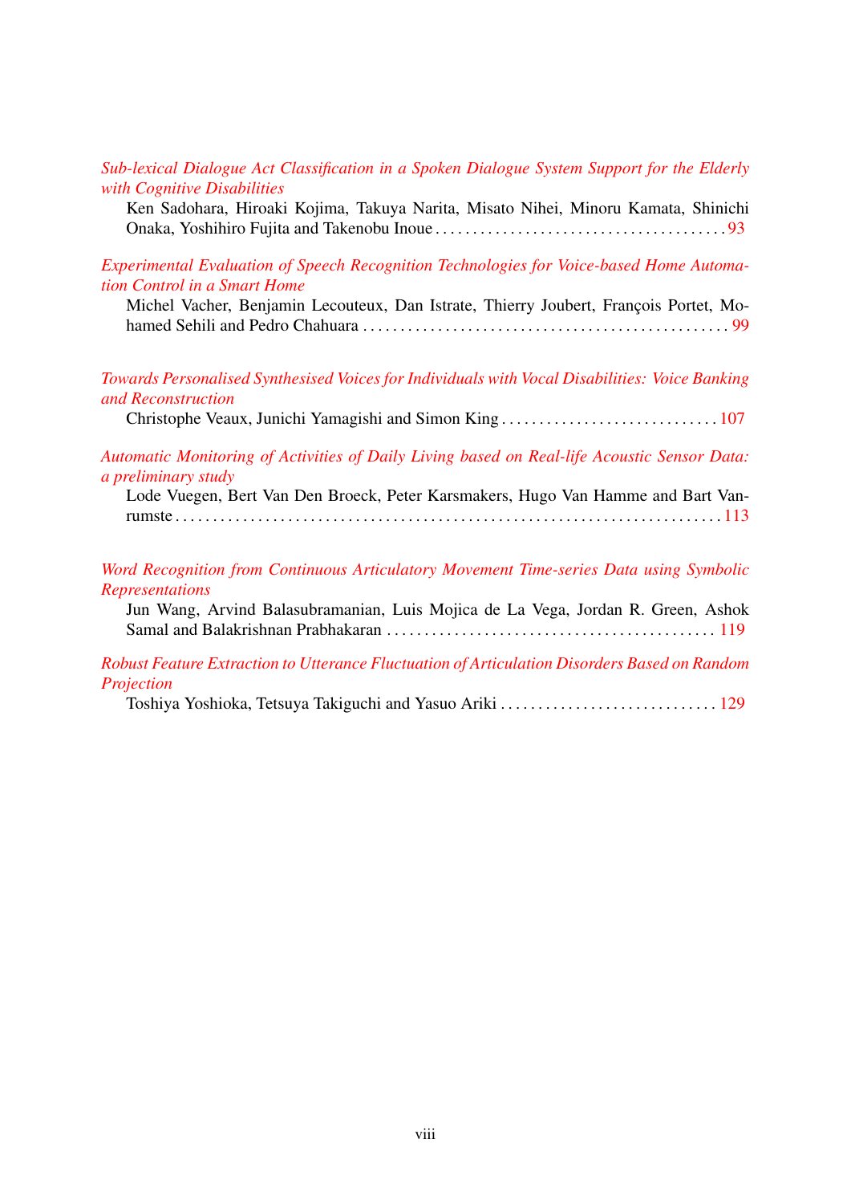*Sub-lexical Dialogue Act Classification in a Spoken Dialogue System Support for the Elderly with Cognitive Disabilities*
Ken Sadohara, Hiroaki Kojima, Takuya Narita, Misato Nihei, Minoru Kamata, Shinichi Onaka, Yoshihiro Fujita and Takenobu Inoue . . . . . . . . . . . . . . . . . . . . . . . . . . . . . . . . . . . . . . 93

*Experimental Evaluation of Speech Recognition Technologies for Voice-based Home Automation Control in a Smart Home*
Michel Vacher, Benjamin Lecouteux, Dan Istrate, Thierry Joubert, François Portet, Mohamed Sehili and Pedro Chahuara . . . . . . . . . . . . . . . . . . . . . . . . . . . . . . . . . . . . . . . . . . . . . . . . 99

*Towards Personalised Synthesised Voices for Individuals with Vocal Disabilities: Voice Banking and Reconstruction*
Christophe Veaux, Junichi Yamagishi and Simon King . . . . . . . . . . . . . . . . . . . . . . . . . . . . 107

*Automatic Monitoring of Activities of Daily Living based on Real-life Acoustic Sensor Data: a preliminary study*
Lode Vuegen, Bert Van Den Broeck, Peter Karsmakers, Hugo Van Hamme and Bart Vanrumste . . . . . . . . . . . . . . . . . . . . . . . . . . . . . . . . . . . . . . . . . . . . . . . . . . . . . . . . . . . . . . . . . . . . . 113

*Word Recognition from Continuous Articulatory Movement Time-series Data using Symbolic Representations*
Jun Wang, Arvind Balasubramanian, Luis Mojica de La Vega, Jordan R. Green, Ashok Samal and Balakrishnan Prabhakaran . . . . . . . . . . . . . . . . . . . . . . . . . . . . . . . . . . . . . . . . . . . 119

*Robust Feature Extraction to Utterance Fluctuation of Articulation Disorders Based on Random Projection*
Toshiya Yoshioka, Tetsuya Takiguchi and Yasuo Ariki . . . . . . . . . . . . . . . . . . . . . . . . . . . . 129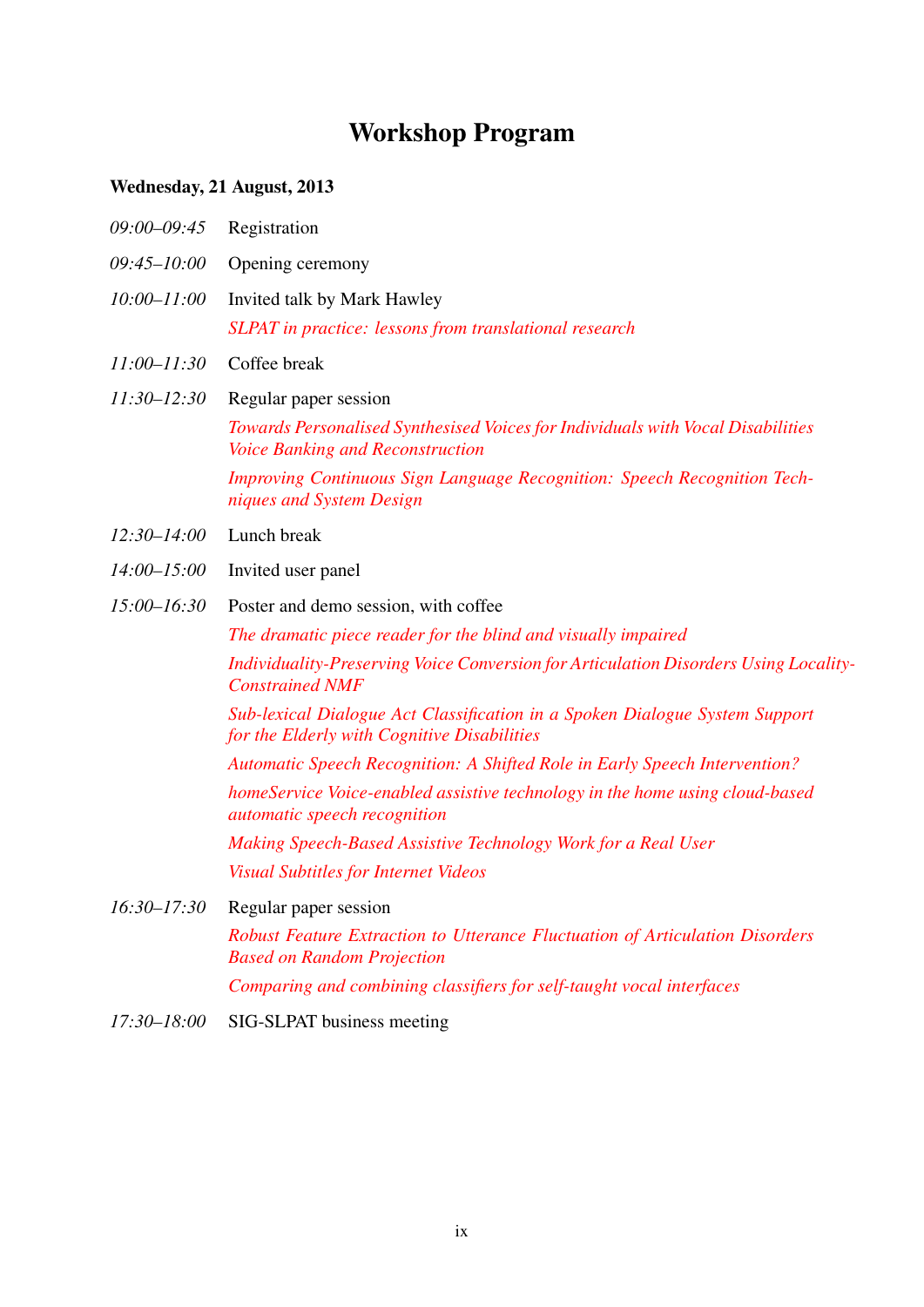# Workshop Program

**Wednesday, 21 August, 2013**

*09:00–09:45* Registration

*09:45–10:00* Opening ceremony

*10:00–11:00* Invited talk by Mark Hawley

*SLPAT in practice: lessons from translational research*

*11:00–11:30* Coffee break

*11:30–12:30* Regular paper session

*Towards Personalised Synthesised Voices for Individuals with Vocal Disabilities Voice Banking and Reconstruction*

*Improving Continuous Sign Language Recognition: Speech Recognition Techniques and System Design*

*12:30–14:00* Lunch break

*14:00–15:00* Invited user panel

*15:00–16:30* Poster and demo session, with coffee

*The dramatic piece reader for the blind and visually impaired*

*Individuality-Preserving Voice Conversion for Articulation Disorders Using Locality-Constrained NMF*

*Sub-lexical Dialogue Act Classification in a Spoken Dialogue System Support for the Elderly with Cognitive Disabilities*

*Automatic Speech Recognition: A Shifted Role in Early Speech Intervention?*

*homeService Voice-enabled assistive technology in the home using cloud-based automatic speech recognition*

*Making Speech-Based Assistive Technology Work for a Real User*

*Visual Subtitles for Internet Videos*

*16:30–17:30* Regular paper session

*Robust Feature Extraction to Utterance Fluctuation of Articulation Disorders Based on Random Projection*

*Comparing and combining classifiers for self-taught vocal interfaces*

*17:30–18:00* SIG-SLPAT business meeting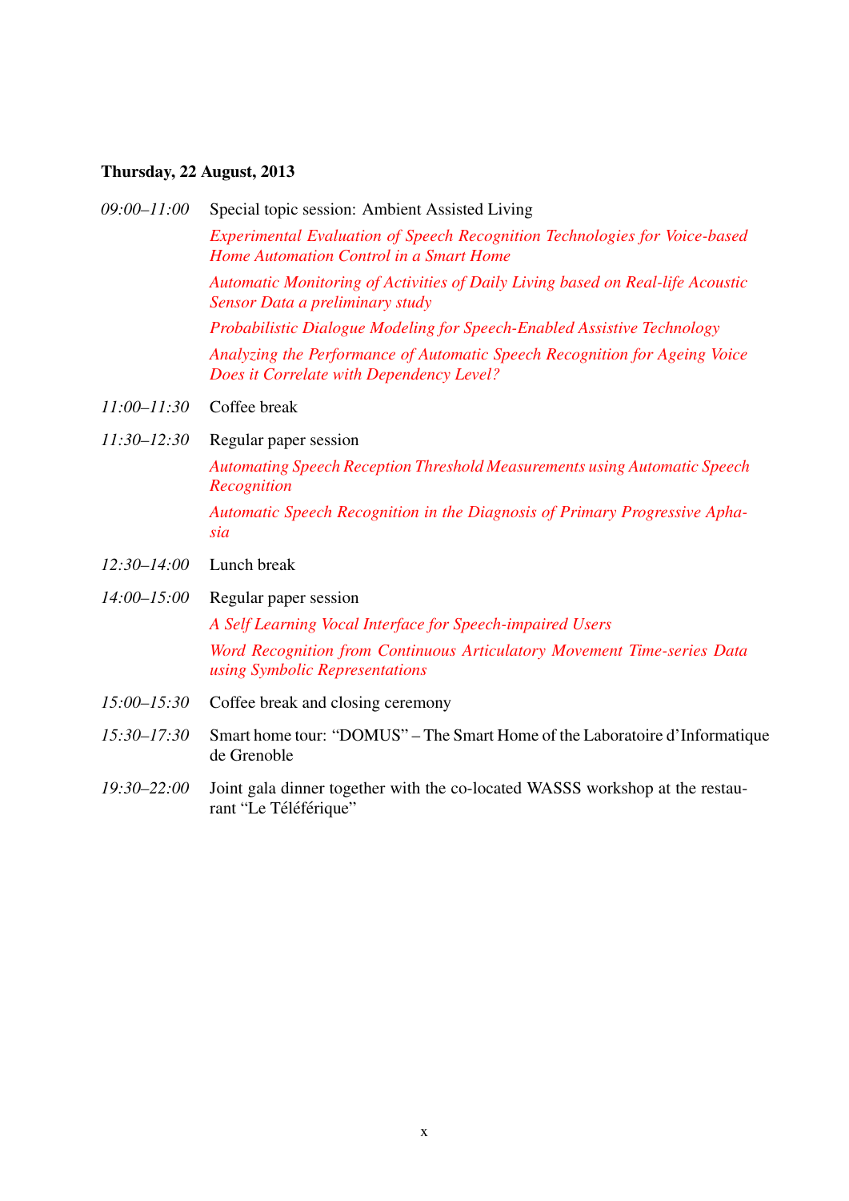**Thursday, 22 August, 2013**

*09:00–11:00* Special topic session: Ambient Assisted Living

*Experimental Evaluation of Speech Recognition Technologies for Voice-based Home Automation Control in a Smart Home*

*Automatic Monitoring of Activities of Daily Living based on Real-life Acoustic Sensor Data a preliminary study*

*Probabilistic Dialogue Modeling for Speech-Enabled Assistive Technology*

*Analyzing the Performance of Automatic Speech Recognition for Ageing Voice Does it Correlate with Dependency Level?*

*11:00–11:30* Coffee break

*11:30–12:30* Regular paper session

*Automating Speech Reception Threshold Measurements using Automatic Speech Recognition*

*Automatic Speech Recognition in the Diagnosis of Primary Progressive Aphasia*

*12:30–14:00* Lunch break

*14:00–15:00* Regular paper session

*A Self Learning Vocal Interface for Speech-impaired Users*

*Word Recognition from Continuous Articulatory Movement Time-series Data using Symbolic Representations*

*15:00–15:30* Coffee break and closing ceremony

*15:30–17:30* Smart home tour: "DOMUS" – The Smart Home of the Laboratoire d'Informatique de Grenoble

*19:30–22:00* Joint gala dinner together with the co-located WASSS workshop at the restaurant "Le Téléférique"